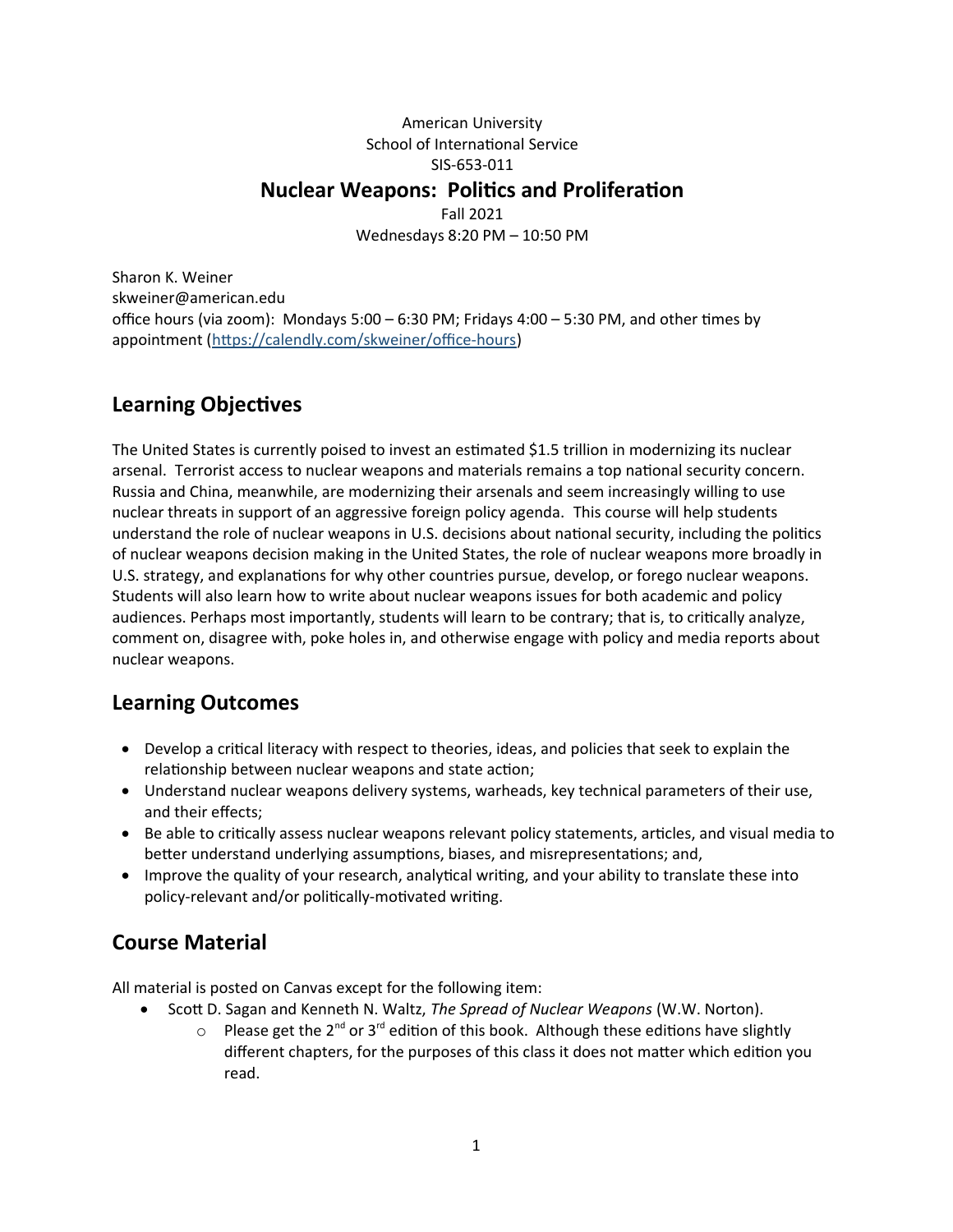American University
School of International Service
SIS-653-011

# Nuclear Weapons: Politics and Proliferation

Fall 2021
Wednesdays 8:20 PM – 10:50 PM

Sharon K. Weiner
skweiner@american.edu
office hours (via zoom): Mondays 5:00 – 6:30 PM; Fridays 4:00 – 5:30 PM, and other times by appointment (https://calendly.com/skweiner/office-hours)

## Learning Objectives

The United States is currently poised to invest an estimated $1.5 trillion in modernizing its nuclear arsenal. Terrorist access to nuclear weapons and materials remains a top national security concern. Russia and China, meanwhile, are modernizing their arsenals and seem increasingly willing to use nuclear threats in support of an aggressive foreign policy agenda. This course will help students understand the role of nuclear weapons in U.S. decisions about national security, including the politics of nuclear weapons decision making in the United States, the role of nuclear weapons more broadly in U.S. strategy, and explanations for why other countries pursue, develop, or forego nuclear weapons. Students will also learn how to write about nuclear weapons issues for both academic and policy audiences. Perhaps most importantly, students will learn to be contrary; that is, to critically analyze, comment on, disagree with, poke holes in, and otherwise engage with policy and media reports about nuclear weapons.

## Learning Outcomes

- Develop a critical literacy with respect to theories, ideas, and policies that seek to explain the relationship between nuclear weapons and state action;
- Understand nuclear weapons delivery systems, warheads, key technical parameters of their use, and their effects;
- Be able to critically assess nuclear weapons relevant policy statements, articles, and visual media to better understand underlying assumptions, biases, and misrepresentations; and,
- Improve the quality of your research, analytical writing, and your ability to translate these into policy-relevant and/or politically-motivated writing.

## Course Material

All material is posted on Canvas except for the following item:

- Scott D. Sagan and Kenneth N. Waltz, *The Spread of Nuclear Weapons* (W.W. Norton).
    - Please get the 2nd or 3rd edition of this book. Although these editions have slightly different chapters, for the purposes of this class it does not matter which edition you read.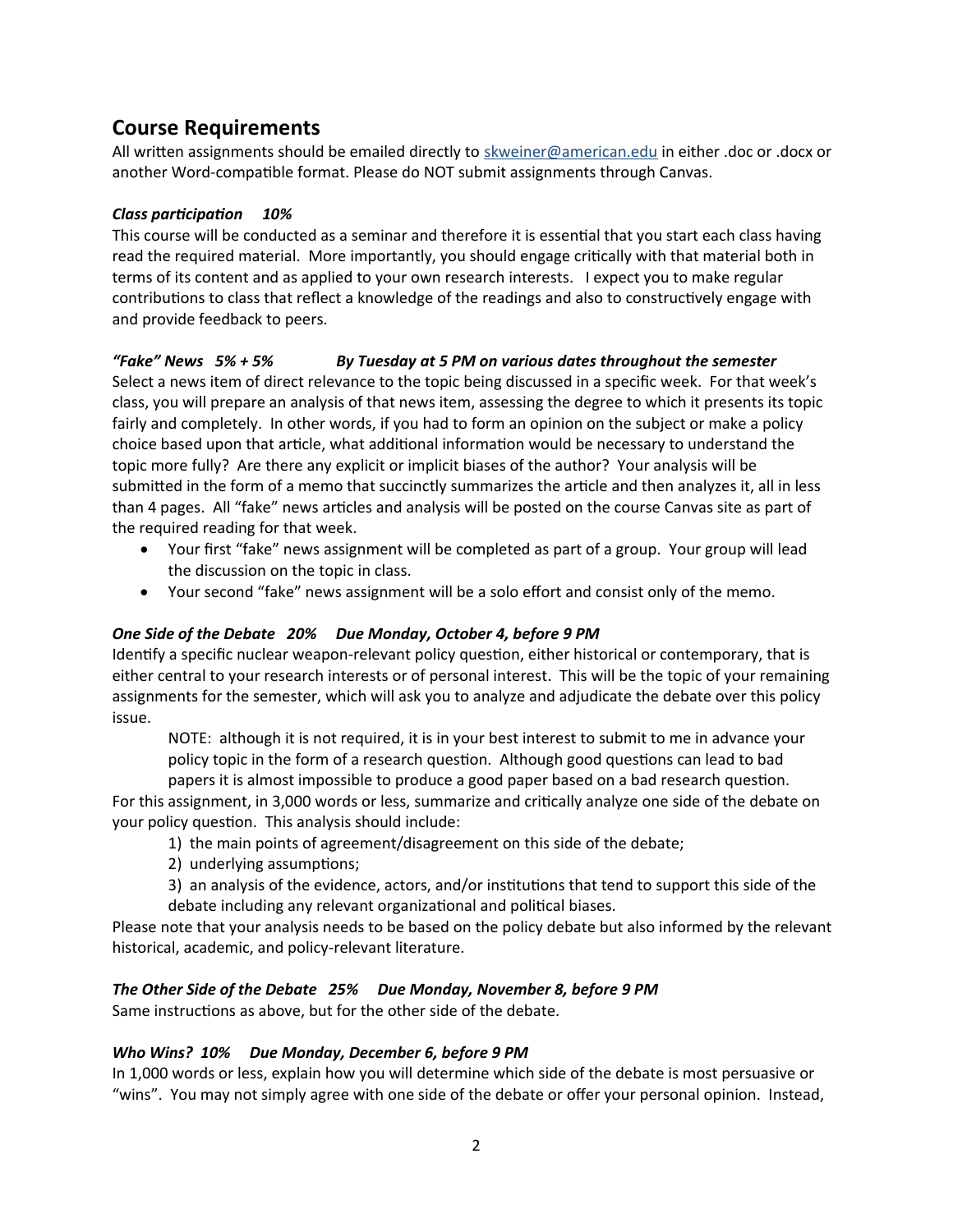## Course Requirements

All written assignments should be emailed directly to [skweiner@american.edu](mailto:skweiner@american.edu) in either .doc or .docx or another Word-compatible format. Please do NOT submit assignments through Canvas.

***Class participation 10%***

This course will be conducted as a seminar and therefore it is essential that you start each class having read the required material. More importantly, you should engage critically with that material both in terms of its content and as applied to your own research interests. I expect you to make regular contributions to class that reflect a knowledge of the readings and also to constructively engage with and provide feedback to peers.

***"Fake" News 5% + 5% By Tuesday at 5 PM on various dates throughout the semester***

Select a news item of direct relevance to the topic being discussed in a specific week. For that week's class, you will prepare an analysis of that news item, assessing the degree to which it presents its topic fairly and completely. In other words, if you had to form an opinion on the subject or make a policy choice based upon that article, what additional information would be necessary to understand the topic more fully? Are there any explicit or implicit biases of the author? Your analysis will be submitted in the form of a memo that succinctly summarizes the article and then analyzes it, all in less than 4 pages. All "fake" news articles and analysis will be posted on the course Canvas site as part of the required reading for that week.

- Your first "fake" news assignment will be completed as part of a group. Your group will lead the discussion on the topic in class.
- Your second "fake" news assignment will be a solo effort and consist only of the memo.

***One Side of the Debate 20% Due Monday, October 4, before 9 PM***

Identify a specific nuclear weapon-relevant policy question, either historical or contemporary, that is either central to your research interests or of personal interest. This will be the topic of your remaining assignments for the semester, which will ask you to analyze and adjudicate the debate over this policy issue.

> NOTE: although it is not required, it is in your best interest to submit to me in advance your policy topic in the form of a research question. Although good questions can lead to bad papers it is almost impossible to produce a good paper based on a bad research question.

For this assignment, in 3,000 words or less, summarize and critically analyze one side of the debate on your policy question. This analysis should include:

1) the main points of agreement/disagreement on this side of the debate;
2) underlying assumptions;
3) an analysis of the evidence, actors, and/or institutions that tend to support this side of the debate including any relevant organizational and political biases.

Please note that your analysis needs to be based on the policy debate but also informed by the relevant historical, academic, and policy-relevant literature.

***The Other Side of the Debate 25% Due Monday, November 8, before 9 PM***

Same instructions as above, but for the other side of the debate.

***Who Wins? 10% Due Monday, December 6, before 9 PM***

In 1,000 words or less, explain how you will determine which side of the debate is most persuasive or "wins". You may not simply agree with one side of the debate or offer your personal opinion. Instead,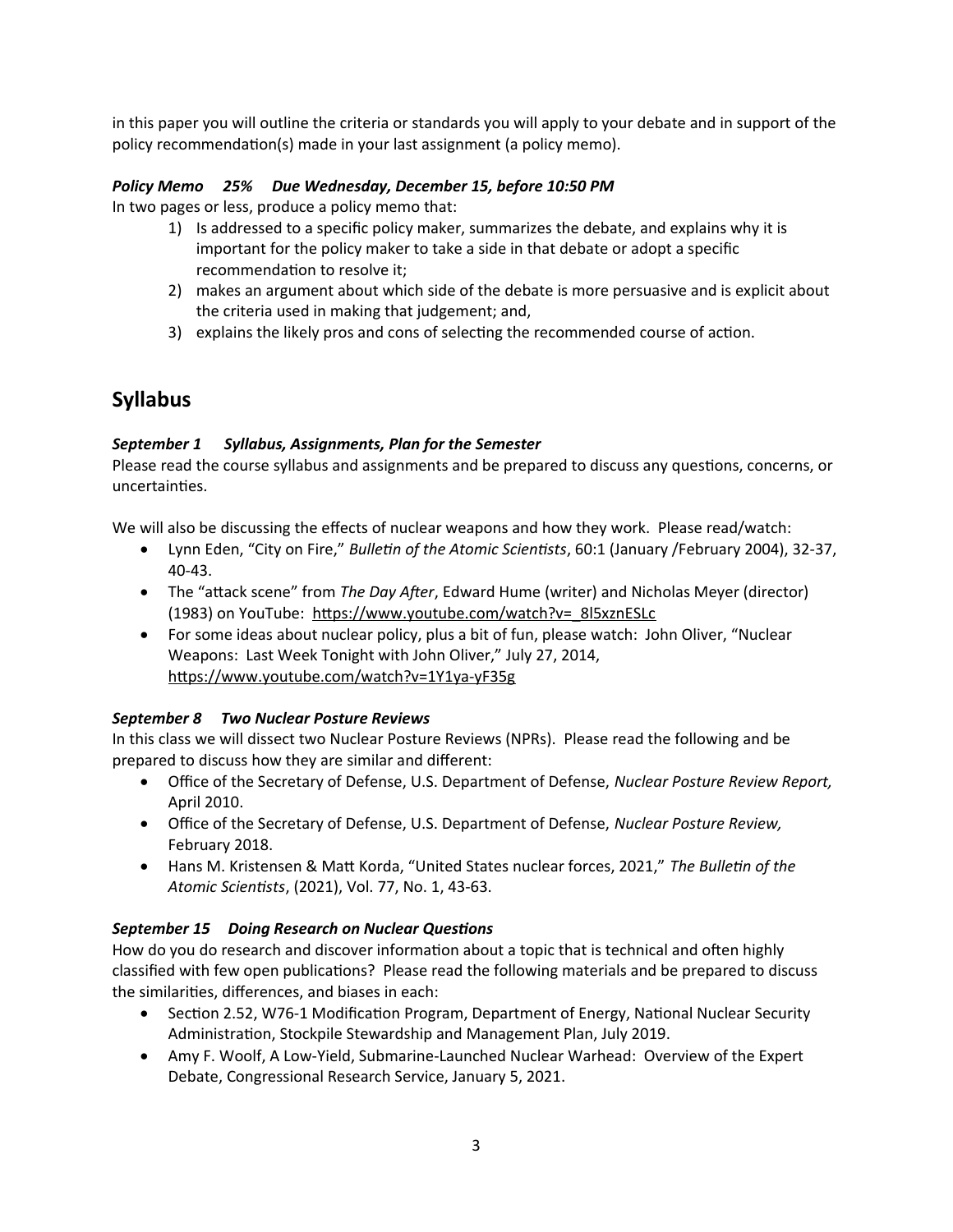in this paper you will outline the criteria or standards you will apply to your debate and in support of the policy recommendation(s) made in your last assignment (a policy memo).

***Policy Memo 25% Due Wednesday, December 15, before 10:50 PM***

In two pages or less, produce a policy memo that:

1) Is addressed to a specific policy maker, summarizes the debate, and explains why it is important for the policy maker to take a side in that debate or adopt a specific recommendation to resolve it;
2) makes an argument about which side of the debate is more persuasive and is explicit about the criteria used in making that judgement; and,
3) explains the likely pros and cons of selecting the recommended course of action.

## Syllabus

***September 1 Syllabus, Assignments, Plan for the Semester***

Please read the course syllabus and assignments and be prepared to discuss any questions, concerns, or uncertainties.

We will also be discussing the effects of nuclear weapons and how they work. Please read/watch:

- Lynn Eden, "City on Fire," *Bulletin of the Atomic Scientists*, 60:1 (January /February 2004), 32-37, 40-43.
- The "attack scene" from *The Day After*, Edward Hume (writer) and Nicholas Meyer (director) (1983) on YouTube: https://www.youtube.com/watch?v=_8l5xznESLc
- For some ideas about nuclear policy, plus a bit of fun, please watch: John Oliver, "Nuclear Weapons: Last Week Tonight with John Oliver," July 27, 2014, https://www.youtube.com/watch?v=1Y1ya-yF35g

***September 8 Two Nuclear Posture Reviews***

In this class we will dissect two Nuclear Posture Reviews (NPRs). Please read the following and be prepared to discuss how they are similar and different:

- Office of the Secretary of Defense, U.S. Department of Defense, *Nuclear Posture Review Report,* April 2010.
- Office of the Secretary of Defense, U.S. Department of Defense, *Nuclear Posture Review,* February 2018.
- Hans M. Kristensen & Matt Korda, "United States nuclear forces, 2021," *The Bulletin of the Atomic Scientists*, (2021), Vol. 77, No. 1, 43-63.

***September 15 Doing Research on Nuclear Questions***

How do you do research and discover information about a topic that is technical and often highly classified with few open publications? Please read the following materials and be prepared to discuss the similarities, differences, and biases in each:

- Section 2.52, W76-1 Modification Program, Department of Energy, National Nuclear Security Administration, Stockpile Stewardship and Management Plan, July 2019.
- Amy F. Woolf, A Low-Yield, Submarine-Launched Nuclear Warhead: Overview of the Expert Debate, Congressional Research Service, January 5, 2021.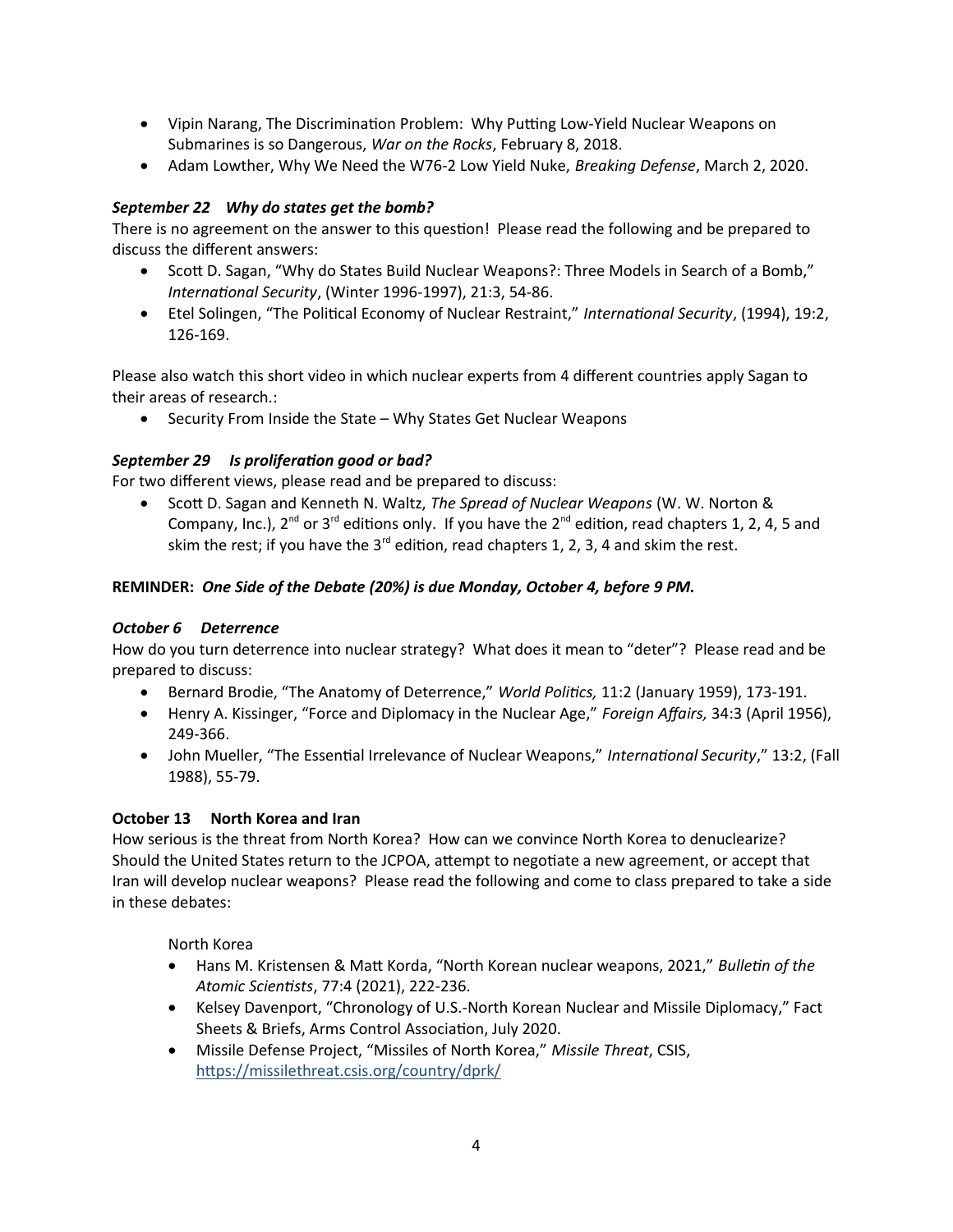- Vipin Narang, The Discrimination Problem: Why Putting Low-Yield Nuclear Weapons on Submarines is so Dangerous, *War on the Rocks*, February 8, 2018.
- Adam Lowther, Why We Need the W76-2 Low Yield Nuke, *Breaking Defense*, March 2, 2020.

***September 22 Why do states get the bomb?***

There is no agreement on the answer to this question! Please read the following and be prepared to discuss the different answers:

- Scott D. Sagan, "Why do States Build Nuclear Weapons?: Three Models in Search of a Bomb," *International Security*, (Winter 1996-1997), 21:3, 54-86.
- Etel Solingen, "The Political Economy of Nuclear Restraint," *International Security*, (1994), 19:2, 126-169.

Please also watch this short video in which nuclear experts from 4 different countries apply Sagan to their areas of research.:

- Security From Inside the State – Why States Get Nuclear Weapons

***September 29 Is proliferation good or bad?***

For two different views, please read and be prepared to discuss:

- Scott D. Sagan and Kenneth N. Waltz, *The Spread of Nuclear Weapons* (W. W. Norton & Company, Inc.), 2nd or 3rd editions only. If you have the 2nd edition, read chapters 1, 2, 4, 5 and skim the rest; if you have the 3rd edition, read chapters 1, 2, 3, 4 and skim the rest.

**REMINDER:** ***One Side of the Debate (20%) is due Monday, October 4, before 9 PM.***

***October 6 Deterrence***

How do you turn deterrence into nuclear strategy? What does it mean to "deter"? Please read and be prepared to discuss:

- Bernard Brodie, "The Anatomy of Deterrence," *World Politics,* 11:2 (January 1959), 173-191.
- Henry A. Kissinger, "Force and Diplomacy in the Nuclear Age," *Foreign Affairs,* 34:3 (April 1956), 249-366.
- John Mueller, "The Essential Irrelevance of Nuclear Weapons," *International Security*," 13:2, (Fall 1988), 55-79.

**October 13 North Korea and Iran**

How serious is the threat from North Korea? How can we convince North Korea to denuclearize? Should the United States return to the JCPOA, attempt to negotiate a new agreement, or accept that Iran will develop nuclear weapons? Please read the following and come to class prepared to take a side in these debates:

North Korea

- Hans M. Kristensen & Matt Korda, "North Korean nuclear weapons, 2021," *Bulletin of the Atomic Scientists*, 77:4 (2021), 222-236.
- Kelsey Davenport, "Chronology of U.S.-North Korean Nuclear and Missile Diplomacy," Fact Sheets & Briefs, Arms Control Association, July 2020.
- Missile Defense Project, "Missiles of North Korea," *Missile Threat*, CSIS, https://missilethreat.csis.org/country/dprk/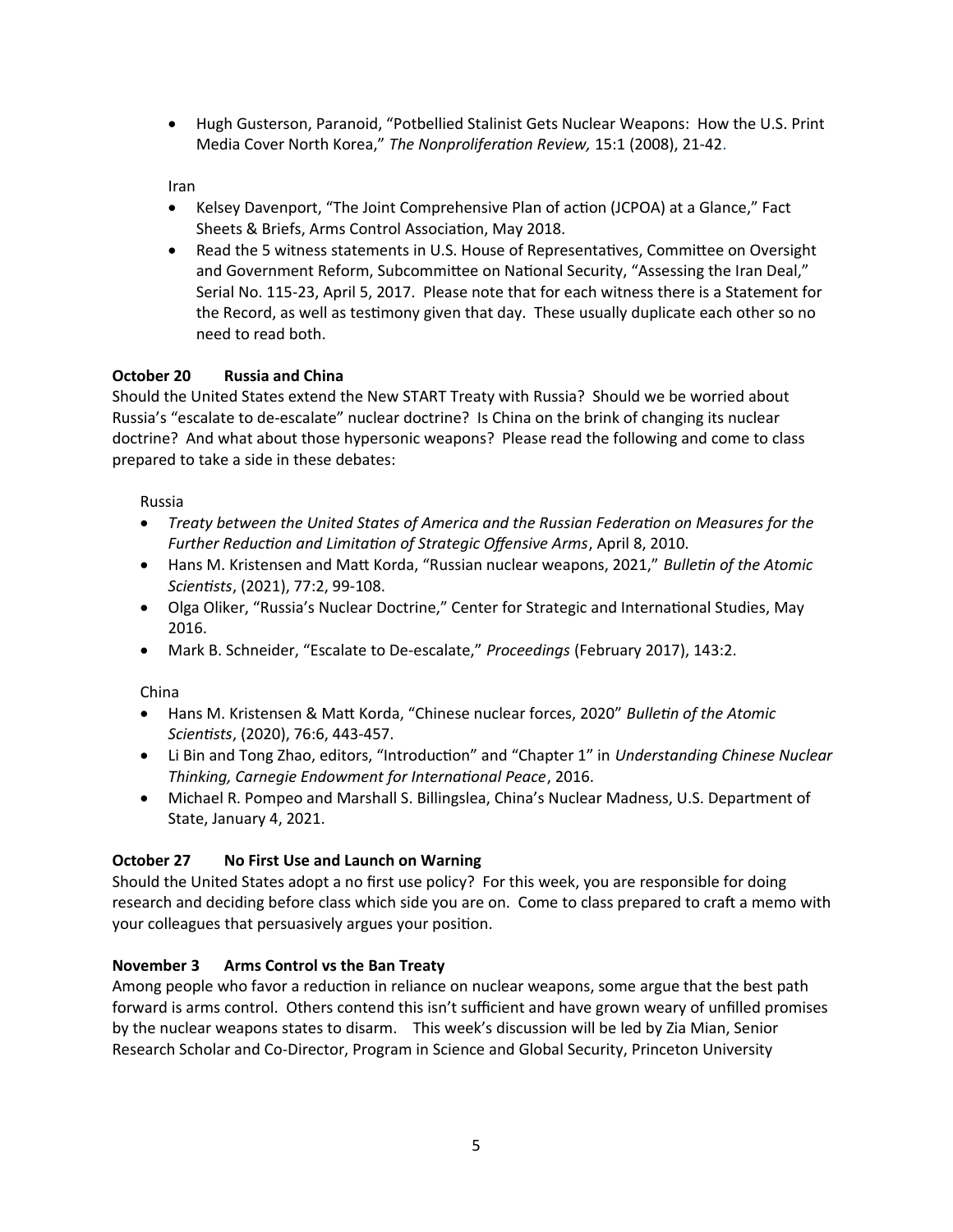- Hugh Gusterson, Paranoid, "Potbellied Stalinist Gets Nuclear Weapons: How the U.S. Print Media Cover North Korea," *The Nonproliferation Review,* 15:1 (2008), 21-42.

Iran

- Kelsey Davenport, "The Joint Comprehensive Plan of action (JCPOA) at a Glance," Fact Sheets & Briefs, Arms Control Association, May 2018.
- Read the 5 witness statements in U.S. House of Representatives, Committee on Oversight and Government Reform, Subcommittee on National Security, "Assessing the Iran Deal," Serial No. 115-23, April 5, 2017. Please note that for each witness there is a Statement for the Record, as well as testimony given that day. These usually duplicate each other so no need to read both.

**October 20 Russia and China**

Should the United States extend the New START Treaty with Russia? Should we be worried about Russia's "escalate to de-escalate" nuclear doctrine? Is China on the brink of changing its nuclear doctrine? And what about those hypersonic weapons? Please read the following and come to class prepared to take a side in these debates:

Russia

- *Treaty between the United States of America and the Russian Federation on Measures for the Further Reduction and Limitation of Strategic Offensive Arms*, April 8, 2010.
- Hans M. Kristensen and Matt Korda, "Russian nuclear weapons, 2021," *Bulletin of the Atomic Scientists*, (2021), 77:2, 99-108.
- Olga Oliker, "Russia's Nuclear Doctrine," Center for Strategic and International Studies, May 2016.
- Mark B. Schneider, "Escalate to De-escalate," *Proceedings* (February 2017), 143:2.

China

- Hans M. Kristensen & Matt Korda, "Chinese nuclear forces, 2020" *Bulletin of the Atomic Scientists*, (2020), 76:6, 443-457.
- Li Bin and Tong Zhao, editors, "Introduction" and "Chapter 1" in *Understanding Chinese Nuclear Thinking, Carnegie Endowment for International Peace*, 2016.
- Michael R. Pompeo and Marshall S. Billingslea, China's Nuclear Madness, U.S. Department of State, January 4, 2021.

**October 27 No First Use and Launch on Warning**

Should the United States adopt a no first use policy? For this week, you are responsible for doing research and deciding before class which side you are on. Come to class prepared to craft a memo with your colleagues that persuasively argues your position.

**November 3 Arms Control vs the Ban Treaty**

Among people who favor a reduction in reliance on nuclear weapons, some argue that the best path forward is arms control. Others contend this isn't sufficient and have grown weary of unfilled promises by the nuclear weapons states to disarm. This week's discussion will be led by Zia Mian, Senior Research Scholar and Co-Director, Program in Science and Global Security, Princeton University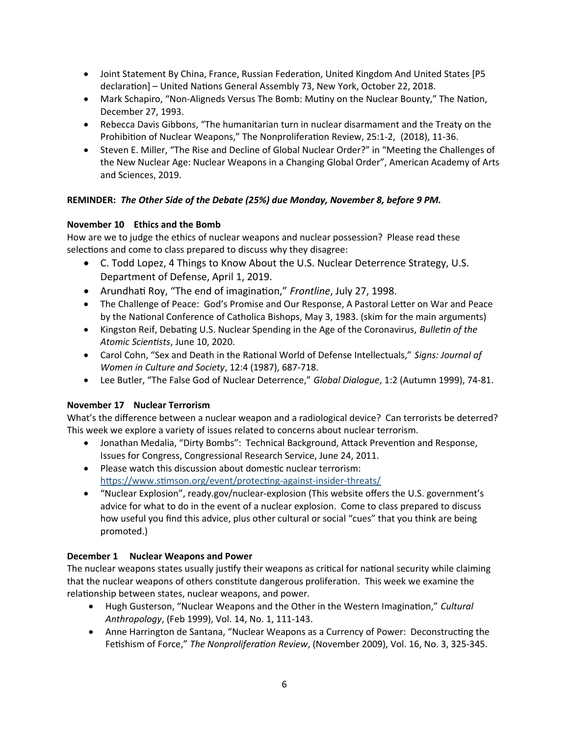- Joint Statement By China, France, Russian Federation, United Kingdom And United States [P5 declaration] – United Nations General Assembly 73, New York, October 22, 2018.
- Mark Schapiro, "Non-Aligneds Versus The Bomb: Mutiny on the Nuclear Bounty," The Nation, December 27, 1993.
- Rebecca Davis Gibbons, "The humanitarian turn in nuclear disarmament and the Treaty on the Prohibition of Nuclear Weapons," The Nonproliferation Review, 25:1-2, (2018), 11-36.
- Steven E. Miller, "The Rise and Decline of Global Nuclear Order?" in "Meeting the Challenges of the New Nuclear Age: Nuclear Weapons in a Changing Global Order", American Academy of Arts and Sciences, 2019.

**REMINDER:** ***The Other Side of the Debate (25%) due Monday, November 8, before 9 PM.***

**November 10 Ethics and the Bomb**

How are we to judge the ethics of nuclear weapons and nuclear possession? Please read these selections and come to class prepared to discuss why they disagree:

- C. Todd Lopez, 4 Things to Know About the U.S. Nuclear Deterrence Strategy, U.S. Department of Defense, April 1, 2019.
- Arundhati Roy, "The end of imagination," *Frontline*, July 27, 1998.
- The Challenge of Peace: God's Promise and Our Response, A Pastoral Letter on War and Peace by the National Conference of Catholica Bishops, May 3, 1983. (skim for the main arguments)
- Kingston Reif, Debating U.S. Nuclear Spending in the Age of the Coronavirus, *Bulletin of the Atomic Scientists*, June 10, 2020.
- Carol Cohn, "Sex and Death in the Rational World of Defense Intellectuals," *Signs: Journal of Women in Culture and Society*, 12:4 (1987), 687-718.
- Lee Butler, "The False God of Nuclear Deterrence," *Global Dialogue*, 1:2 (Autumn 1999), 74-81.

**November 17 Nuclear Terrorism**

What's the difference between a nuclear weapon and a radiological device? Can terrorists be deterred? This week we explore a variety of issues related to concerns about nuclear terrorism.

- Jonathan Medalia, "Dirty Bombs": Technical Background, Attack Prevention and Response, Issues for Congress, Congressional Research Service, June 24, 2011.
- Please watch this discussion about domestic nuclear terrorism: https://www.stimson.org/event/protecting-against-insider-threats/
- "Nuclear Explosion", ready.gov/nuclear-explosion (This website offers the U.S. government's advice for what to do in the event of a nuclear explosion. Come to class prepared to discuss how useful you find this advice, plus other cultural or social "cues" that you think are being promoted.)

**December 1 Nuclear Weapons and Power**

The nuclear weapons states usually justify their weapons as critical for national security while claiming that the nuclear weapons of others constitute dangerous proliferation. This week we examine the relationship between states, nuclear weapons, and power.

- Hugh Gusterson, "Nuclear Weapons and the Other in the Western Imagination," *Cultural Anthropology*, (Feb 1999), Vol. 14, No. 1, 111-143.
- Anne Harrington de Santana, "Nuclear Weapons as a Currency of Power: Deconstructing the Fetishism of Force," *The Nonproliferation Review*, (November 2009), Vol. 16, No. 3, 325-345.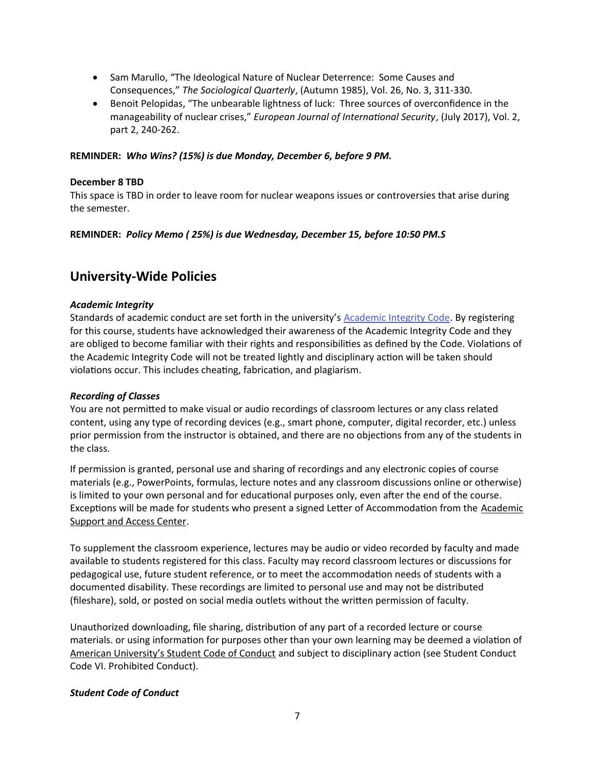- Sam Marullo, "The Ideological Nature of Nuclear Deterrence: Some Causes and Consequences," *The Sociological Quarterly*, (Autumn 1985), Vol. 26, No. 3, 311-330.
- Benoit Pelopidas, "The unbearable lightness of luck: Three sources of overconfidence in the manageability of nuclear crises," *European Journal of International Security*, (July 2017), Vol. 2, part 2, 240-262.

**REMINDER: *Who Wins? (15%) is due Monday, December 6, before 9 PM.***

**December 8 TBD**
This space is TBD in order to leave room for nuclear weapons issues or controversies that arise during the semester.

**REMINDER: *Policy Memo ( 25%) is due Wednesday, December 15, before 10:50 PM.S***

## University-Wide Policies

***Academic Integrity***
Standards of academic conduct are set forth in the university's Academic Integrity Code. By registering for this course, students have acknowledged their awareness of the Academic Integrity Code and they are obliged to become familiar with their rights and responsibilities as defined by the Code. Violations of the Academic Integrity Code will not be treated lightly and disciplinary action will be taken should violations occur. This includes cheating, fabrication, and plagiarism.

***Recording of Classes***
You are not permitted to make visual or audio recordings of classroom lectures or any class related content, using any type of recording devices (e.g., smart phone, computer, digital recorder, etc.) unless prior permission from the instructor is obtained, and there are no objections from any of the students in the class.

If permission is granted, personal use and sharing of recordings and any electronic copies of course materials (e.g., PowerPoints, formulas, lecture notes and any classroom discussions online or otherwise) is limited to your own personal and for educational purposes only, even after the end of the course. Exceptions will be made for students who present a signed Letter of Accommodation from the Academic Support and Access Center.

To supplement the classroom experience, lectures may be audio or video recorded by faculty and made available to students registered for this class. Faculty may record classroom lectures or discussions for pedagogical use, future student reference, or to meet the accommodation needs of students with a documented disability. These recordings are limited to personal use and may not be distributed (fileshare), sold, or posted on social media outlets without the written permission of faculty.

Unauthorized downloading, file sharing, distribution of any part of a recorded lecture or course materials. or using information for purposes other than your own learning may be deemed a violation of American University's Student Code of Conduct and subject to disciplinary action (see Student Conduct Code VI. Prohibited Conduct).

***Student Code of Conduct***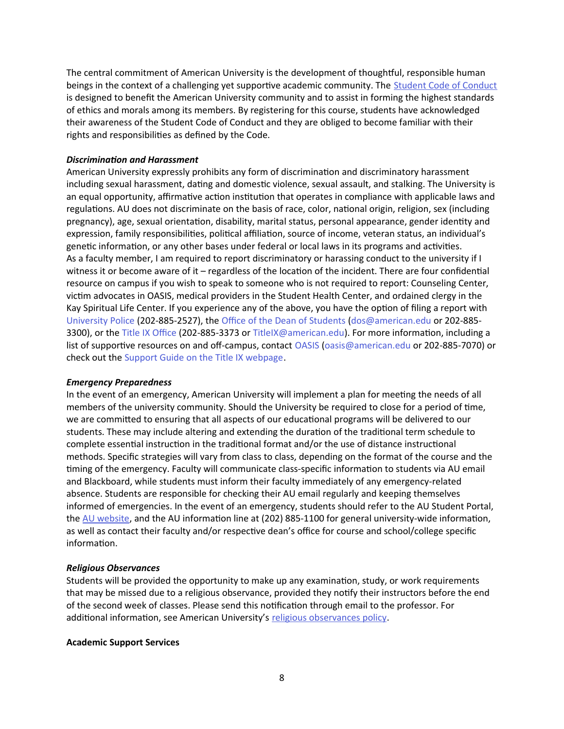The central commitment of American University is the development of thoughtful, responsible human beings in the context of a challenging yet supportive academic community. The Student Code of Conduct is designed to benefit the American University community and to assist in forming the highest standards of ethics and morals among its members. By registering for this course, students have acknowledged their awareness of the Student Code of Conduct and they are obliged to become familiar with their rights and responsibilities as defined by the Code.

***Discrimination and Harassment***

American University expressly prohibits any form of discrimination and discriminatory harassment including sexual harassment, dating and domestic violence, sexual assault, and stalking. The University is an equal opportunity, affirmative action institution that operates in compliance with applicable laws and regulations. AU does not discriminate on the basis of race, color, national origin, religion, sex (including pregnancy), age, sexual orientation, disability, marital status, personal appearance, gender identity and expression, family responsibilities, political affiliation, source of income, veteran status, an individual's genetic information, or any other bases under federal or local laws in its programs and activities.

As a faculty member, I am required to report discriminatory or harassing conduct to the university if I witness it or become aware of it – regardless of the location of the incident. There are four confidential resource on campus if you wish to speak to someone who is not required to report: Counseling Center, victim advocates in OASIS, medical providers in the Student Health Center, and ordained clergy in the Kay Spiritual Life Center. If you experience any of the above, you have the option of filing a report with University Police (202-885-2527), the Office of the Dean of Students (dos@american.edu or 202-885-3300), or the Title IX Office (202-885-3373 or TitleIX@american.edu). For more information, including a list of supportive resources on and off-campus, contact OASIS (oasis@american.edu or 202-885-7070) or check out the Support Guide on the Title IX webpage.

***Emergency Preparedness***

In the event of an emergency, American University will implement a plan for meeting the needs of all members of the university community. Should the University be required to close for a period of time, we are committed to ensuring that all aspects of our educational programs will be delivered to our students. These may include altering and extending the duration of the traditional term schedule to complete essential instruction in the traditional format and/or the use of distance instructional methods. Specific strategies will vary from class to class, depending on the format of the course and the timing of the emergency. Faculty will communicate class-specific information to students via AU email and Blackboard, while students must inform their faculty immediately of any emergency-related absence. Students are responsible for checking their AU email regularly and keeping themselves informed of emergencies. In the event of an emergency, students should refer to the AU Student Portal, the AU website, and the AU information line at (202) 885-1100 for general university-wide information, as well as contact their faculty and/or respective dean's office for course and school/college specific information.

***Religious Observances***

Students will be provided the opportunity to make up any examination, study, or work requirements that may be missed due to a religious observance, provided they notify their instructors before the end of the second week of classes. Please send this notification through email to the professor. For additional information, see American University's religious observances policy.

**Academic Support Services**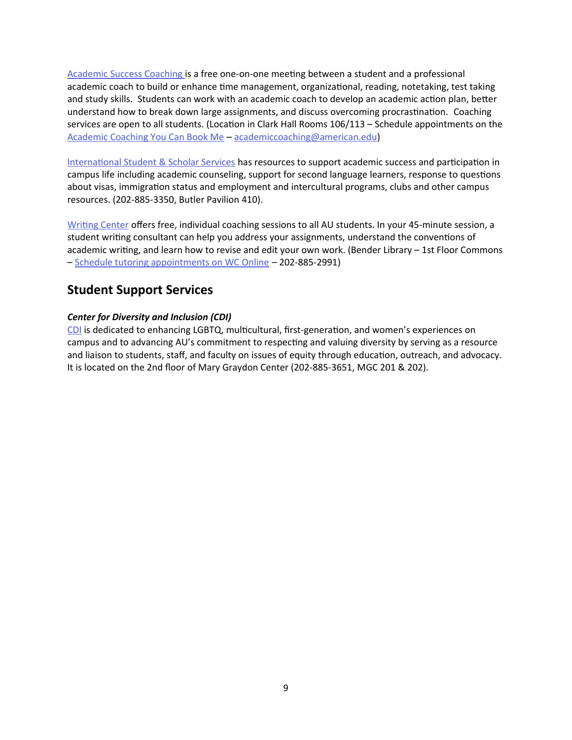Academic Success Coaching is a free one-on-one meeting between a student and a professional academic coach to build or enhance time management, organizational, reading, notetaking, test taking and study skills. Students can work with an academic coach to develop an academic action plan, better understand how to break down large assignments, and discuss overcoming procrastination. Coaching services are open to all students. (Location in Clark Hall Rooms 106/113 – Schedule appointments on the Academic Coaching You Can Book Me – academiccoaching@american.edu)

International Student & Scholar Services has resources to support academic success and participation in campus life including academic counseling, support for second language learners, response to questions about visas, immigration status and employment and intercultural programs, clubs and other campus resources. (202-885-3350, Butler Pavilion 410).

Writing Center offers free, individual coaching sessions to all AU students. In your 45-minute session, a student writing consultant can help you address your assignments, understand the conventions of academic writing, and learn how to revise and edit your own work. (Bender Library – 1st Floor Commons – Schedule tutoring appointments on WC Online – 202-885-2991)

## Student Support Services

***Center for Diversity and Inclusion (CDI)***

CDI is dedicated to enhancing LGBTQ, multicultural, first-generation, and women's experiences on campus and to advancing AU's commitment to respecting and valuing diversity by serving as a resource and liaison to students, staff, and faculty on issues of equity through education, outreach, and advocacy. It is located on the 2nd floor of Mary Graydon Center (202-885-3651, MGC 201 & 202).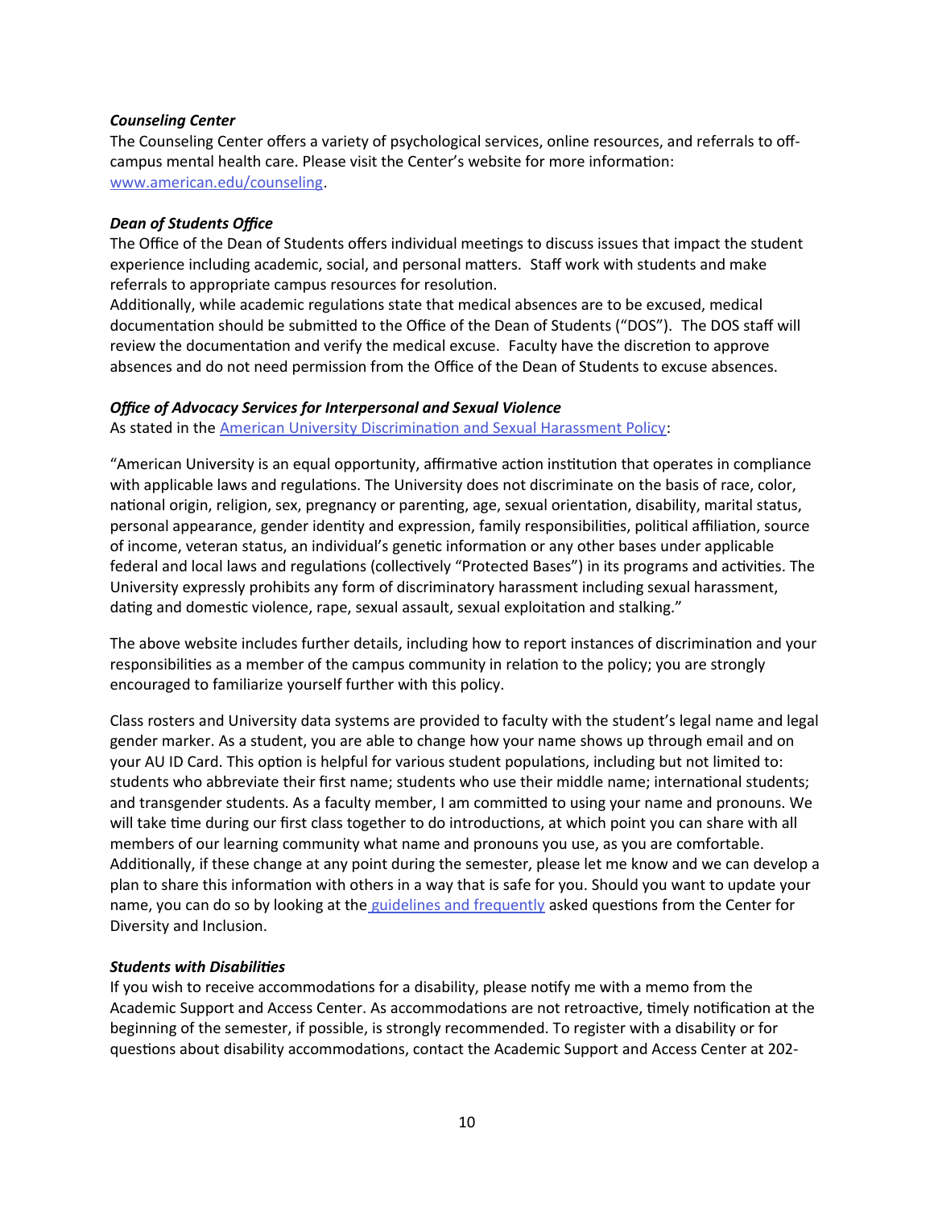***Counseling Center***

The Counseling Center offers a variety of psychological services, online resources, and referrals to off-campus mental health care. Please visit the Center's website for more information: [www.american.edu/counseling](www.american.edu/counseling).

***Dean of Students Office***

The Office of the Dean of Students offers individual meetings to discuss issues that impact the student experience including academic, social, and personal matters. Staff work with students and make referrals to appropriate campus resources for resolution.

Additionally, while academic regulations state that medical absences are to be excused, medical documentation should be submitted to the Office of the Dean of Students ("DOS"). The DOS staff will review the documentation and verify the medical excuse. Faculty have the discretion to approve absences and do not need permission from the Office of the Dean of Students to excuse absences.

***Office of Advocacy Services for Interpersonal and Sexual Violence***

As stated in the American University Discrimination and Sexual Harassment Policy:

"American University is an equal opportunity, affirmative action institution that operates in compliance with applicable laws and regulations. The University does not discriminate on the basis of race, color, national origin, religion, sex, pregnancy or parenting, age, sexual orientation, disability, marital status, personal appearance, gender identity and expression, family responsibilities, political affiliation, source of income, veteran status, an individual's genetic information or any other bases under applicable federal and local laws and regulations (collectively "Protected Bases") in its programs and activities. The University expressly prohibits any form of discriminatory harassment including sexual harassment, dating and domestic violence, rape, sexual assault, sexual exploitation and stalking."

The above website includes further details, including how to report instances of discrimination and your responsibilities as a member of the campus community in relation to the policy; you are strongly encouraged to familiarize yourself further with this policy.

Class rosters and University data systems are provided to faculty with the student's legal name and legal gender marker. As a student, you are able to change how your name shows up through email and on your AU ID Card. This option is helpful for various student populations, including but not limited to: students who abbreviate their first name; students who use their middle name; international students; and transgender students. As a faculty member, I am committed to using your name and pronouns. We will take time during our first class together to do introductions, at which point you can share with all members of our learning community what name and pronouns you use, as you are comfortable. Additionally, if these change at any point during the semester, please let me know and we can develop a plan to share this information with others in a way that is safe for you. Should you want to update your name, you can do so by looking at the guidelines and frequently asked questions from the Center for Diversity and Inclusion.

***Students with Disabilities***

If you wish to receive accommodations for a disability, please notify me with a memo from the Academic Support and Access Center. As accommodations are not retroactive, timely notification at the beginning of the semester, if possible, is strongly recommended. To register with a disability or for questions about disability accommodations, contact the Academic Support and Access Center at 202-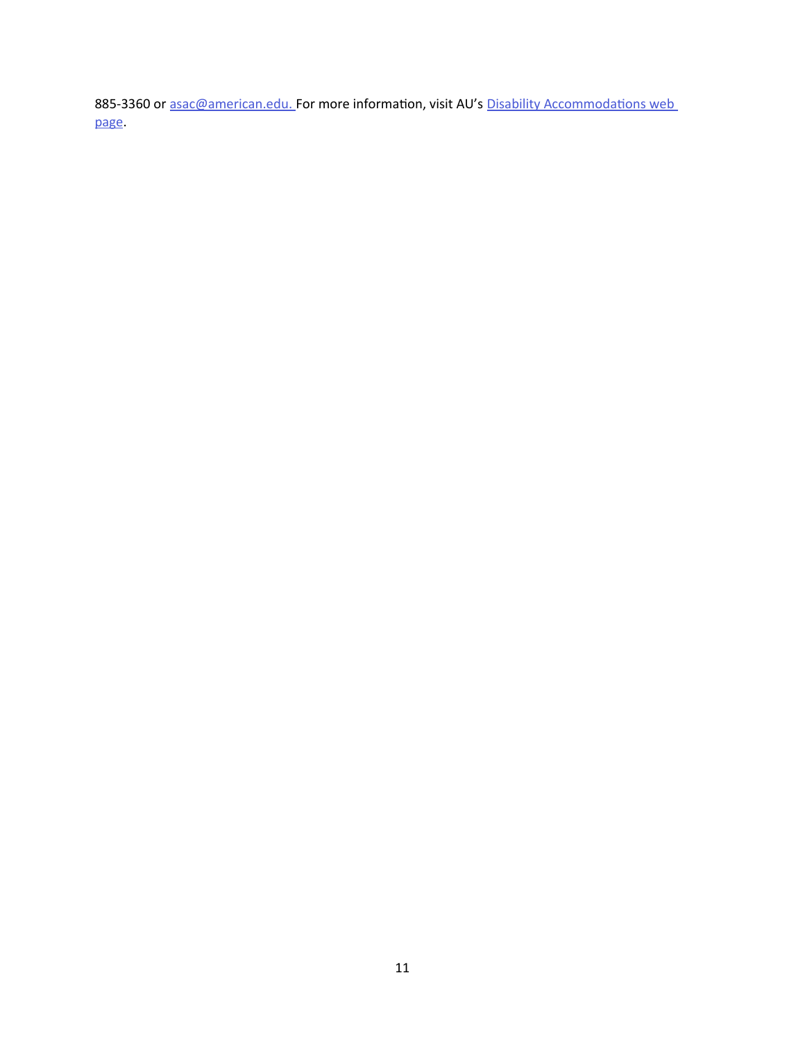885-3360 or [asac@american.edu.](mailto:asac@american.edu) For more information, visit AU's [Disability Accommodations web page](#).